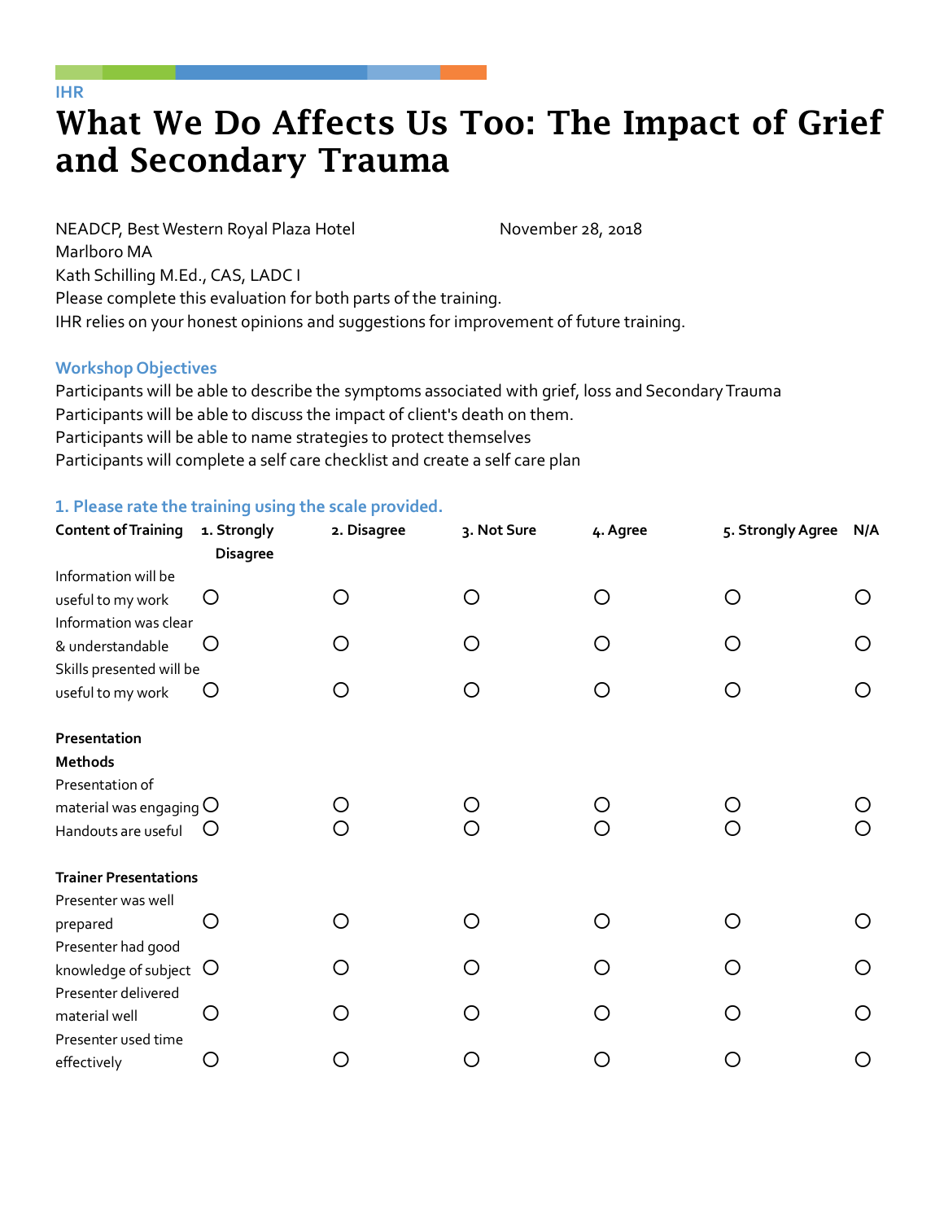IHR

# What We Do Affects Us Too: The Impact of Grief and Secondary Trauma

NEADCP, Best Western Royal Plaza Hotel Marlboro MA

November 28, 2018

Kath Schilling M.Ed., CAS, LADC I

Please complete this evaluation for both parts of the training.

IHR relies on your honest opinions and suggestions for improvement of future training.

## Workshop Objectives

Participants will be able to describe the symptoms associated with grief, loss and Secondary Trauma

Participants will be able to discuss the impact of client's death on them.

Participants will be able to name strategies to protect themselves

Participants will complete a self care checklist and create a self care plan

## 1. Please rate the training using the scale provided.

| **Content of Training** | **1. Strongly Disagree** | **2. Disagree** | **3. Not Sure** | **4. Agree** | **5. Strongly Agree** | **N/A** |
|---|---|---|---|---|---|---|
| Information will be useful to my work | ○ | ○ | ○ | ○ | ○ | ○ |
| Information was clear & understandable | ○ | ○ | ○ | ○ | ○ | ○ |
| Skills presented will be useful to my work | ○ | ○ | ○ | ○ | ○ | ○ |
| **Presentation Methods** | | | | | | |
| Presentation of material was engaging | ○ | ○ | ○ | ○ | ○ | ○ |
| Handouts are useful | ○ | ○ | ○ | ○ | ○ | ○ |
| **Trainer Presentations** | | | | | | |
| Presenter was well prepared | ○ | ○ | ○ | ○ | ○ | ○ |
| Presenter had good knowledge of subject | ○ | ○ | ○ | ○ | ○ | ○ |
| Presenter delivered material well | ○ | ○ | ○ | ○ | ○ | ○ |
| Presenter used time effectively | ○ | ○ | ○ | ○ | ○ | ○ |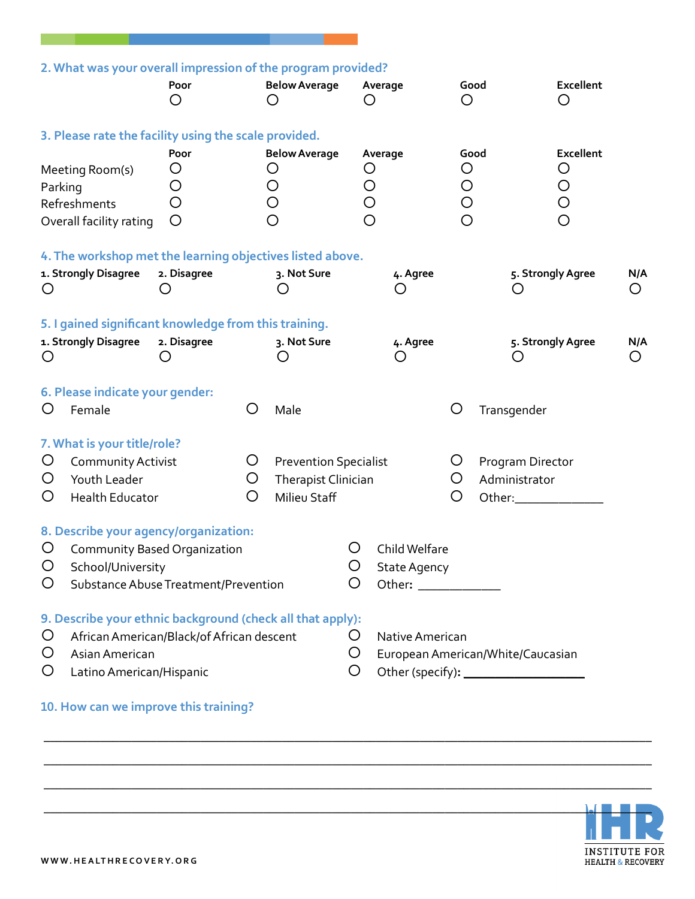## 2. What was your overall impression of the program provided?

| Poor | Below Average | Average | Good | Excellent |
|---|---|---|---|---|
| ○ | ○ | ○ | ○ | ○ |

## 3. Please rate the facility using the scale provided.

| | Poor | Below Average | Average | Good | Excellent |
|---|---|---|---|---|---|
| Meeting Room(s) | ○ | ○ | ○ | ○ | ○ |
| Parking | ○ | ○ | ○ | ○ | ○ |
| Refreshments | ○ | ○ | ○ | ○ | ○ |
| Overall facility rating | ○ | ○ | ○ | ○ | ○ |

## 4. The workshop met the learning objectives listed above.

| 1. Strongly Disagree | 2. Disagree | 3. Not Sure | 4. Agree | 5. Strongly Agree | N/A |
|---|---|---|---|---|---|
| ○ | ○ | ○ | ○ | ○ | ○ |

## 5. I gained significant knowledge from this training.

| 1. Strongly Disagree | 2. Disagree | 3. Not Sure | 4. Agree | 5. Strongly Agree | N/A |
|---|---|---|---|---|---|
| ○ | ○ | ○ | ○ | ○ | ○ |

## 6. Please indicate your gender:

○ Female ○ Male ○ Transgender

## 7. What is your title/role?

○ Community Activist ○ Prevention Specialist ○ Program Director
○ Youth Leader ○ Therapist Clinician ○ Administrator
○ Health Educator ○ Milieu Staff ○ Other:______________

## 8. Describe your agency/organization:

○ Community Based Organization ○ Child Welfare
○ School/University ○ State Agency
○ Substance Abuse Treatment/Prevention ○ Other: _____________

## 9. Describe your ethnic background (check all that apply):

○ African American/Black/of African descent ○ Native American
○ Asian American ○ European American/White/Caucasian
○ Latino American/Hispanic ○ Other (specify): ___________________

## 10. How can we improve this training?

_______________________________________________________________________________

_______________________________________________________________________________

_______________________________________________________________________________

_______________________________________________________________________________

WWW.HEALTHRECOVERY.ORG

IHR INSTITUTE FOR HEALTH & RECOVERY